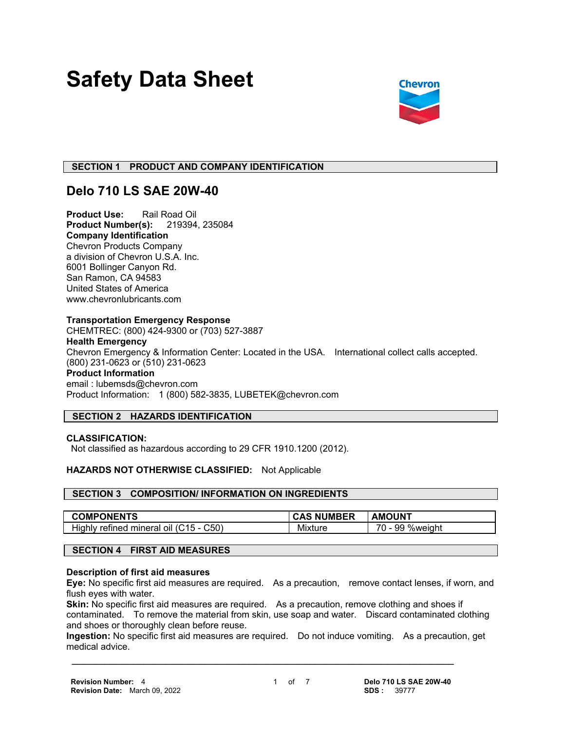# Safety Data Sheet

## SECTION 1 PRODUCT AND COMPANY IDENTIFICATION

## Delo 710 LS SAE 20W-40

**Product Use:** Rail Road Oil
**Product Number(s):** 219394, 235084
**Company Identification**
Chevron Products Company
a division of Chevron U.S.A. Inc.
6001 Bollinger Canyon Rd.
San Ramon, CA 94583
United States of America
www.chevronlubricants.com

**Transportation Emergency Response**
CHEMTREC: (800) 424-9300 or (703) 527-3887
**Health Emergency**
Chevron Emergency & Information Center: Located in the USA. International collect calls accepted. (800) 231-0623 or (510) 231-0623
**Product Information**
email : lubemsds@chevron.com
Product Information: 1 (800) 582-3835, LUBETEK@chevron.com

## SECTION 2 HAZARDS IDENTIFICATION

**CLASSIFICATION:**
Not classified as hazardous according to 29 CFR 1910.1200 (2012).

**HAZARDS NOT OTHERWISE CLASSIFIED:** Not Applicable

## SECTION 3 COMPOSITION/ INFORMATION ON INGREDIENTS

| COMPONENTS | CAS NUMBER | AMOUNT |
|---|---|---|
| Highly refined mineral oil (C15 - C50) | Mixture | 70 - 99 %weight |

## SECTION 4 FIRST AID MEASURES

**Description of first aid measures**
**Eye:** No specific first aid measures are required. As a precaution, remove contact lenses, if worn, and flush eyes with water.
**Skin:** No specific first aid measures are required. As a precaution, remove clothing and shoes if contaminated. To remove the material from skin, use soap and water. Discard contaminated clothing and shoes or thoroughly clean before reuse.
**Ingestion:** No specific first aid measures are required. Do not induce vomiting. As a precaution, get medical advice.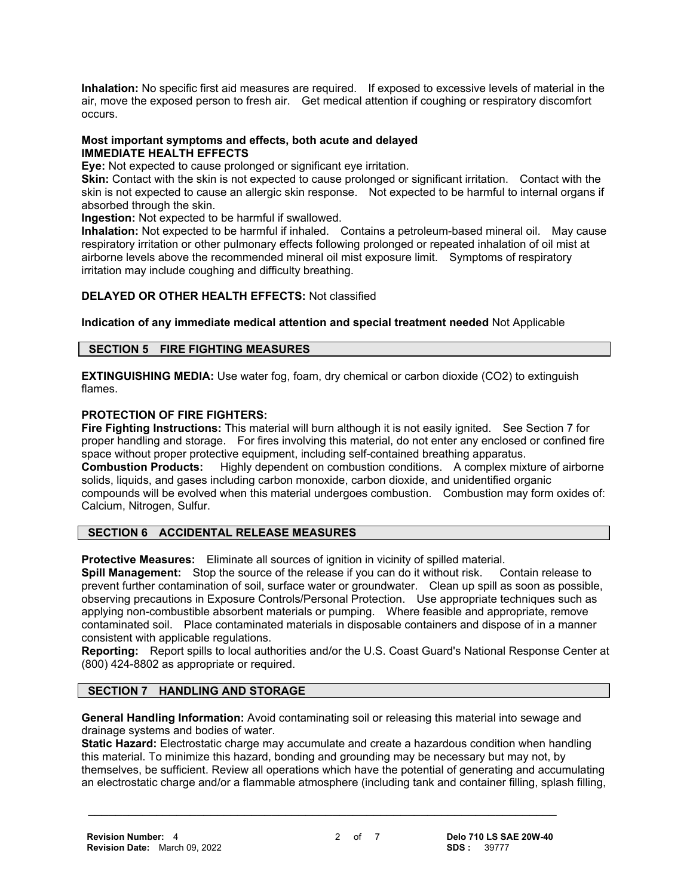**Inhalation:** No specific first aid measures are required. If exposed to excessive levels of material in the air, move the exposed person to fresh air. Get medical attention if coughing or respiratory discomfort occurs.

**Most important symptoms and effects, both acute and delayed**
**IMMEDIATE HEALTH EFFECTS**

**Eye:** Not expected to cause prolonged or significant eye irritation.

**Skin:** Contact with the skin is not expected to cause prolonged or significant irritation. Contact with the skin is not expected to cause an allergic skin response. Not expected to be harmful to internal organs if absorbed through the skin.

**Ingestion:** Not expected to be harmful if swallowed.

**Inhalation:** Not expected to be harmful if inhaled. Contains a petroleum-based mineral oil. May cause respiratory irritation or other pulmonary effects following prolonged or repeated inhalation of oil mist at airborne levels above the recommended mineral oil mist exposure limit. Symptoms of respiratory irritation may include coughing and difficulty breathing.

**DELAYED OR OTHER HEALTH EFFECTS:** Not classified

**Indication of any immediate medical attention and special treatment needed** Not Applicable

## SECTION 5 FIRE FIGHTING MEASURES

**EXTINGUISHING MEDIA:** Use water fog, foam, dry chemical or carbon dioxide ($CO_2$) to extinguish flames.

**PROTECTION OF FIRE FIGHTERS:**

**Fire Fighting Instructions:** This material will burn although it is not easily ignited. See Section 7 for proper handling and storage. For fires involving this material, do not enter any enclosed or confined fire space without proper protective equipment, including self-contained breathing apparatus.

**Combustion Products:** Highly dependent on combustion conditions. A complex mixture of airborne solids, liquids, and gases including carbon monoxide, carbon dioxide, and unidentified organic compounds will be evolved when this material undergoes combustion. Combustion may form oxides of: Calcium, Nitrogen, Sulfur.

## SECTION 6 ACCIDENTAL RELEASE MEASURES

**Protective Measures:** Eliminate all sources of ignition in vicinity of spilled material.

**Spill Management:** Stop the source of the release if you can do it without risk. Contain release to prevent further contamination of soil, surface water or groundwater. Clean up spill as soon as possible, observing precautions in Exposure Controls/Personal Protection. Use appropriate techniques such as applying non-combustible absorbent materials or pumping. Where feasible and appropriate, remove contaminated soil. Place contaminated materials in disposable containers and dispose of in a manner consistent with applicable regulations.

**Reporting:** Report spills to local authorities and/or the U.S. Coast Guard's National Response Center at (800) 424-8802 as appropriate or required.

## SECTION 7 HANDLING AND STORAGE

**General Handling Information:** Avoid contaminating soil or releasing this material into sewage and drainage systems and bodies of water.

**Static Hazard:** Electrostatic charge may accumulate and create a hazardous condition when handling this material. To minimize this hazard, bonding and grounding may be necessary but may not, by themselves, be sufficient. Review all operations which have the potential of generating and accumulating an electrostatic charge and/or a flammable atmosphere (including tank and container filling, splash filling,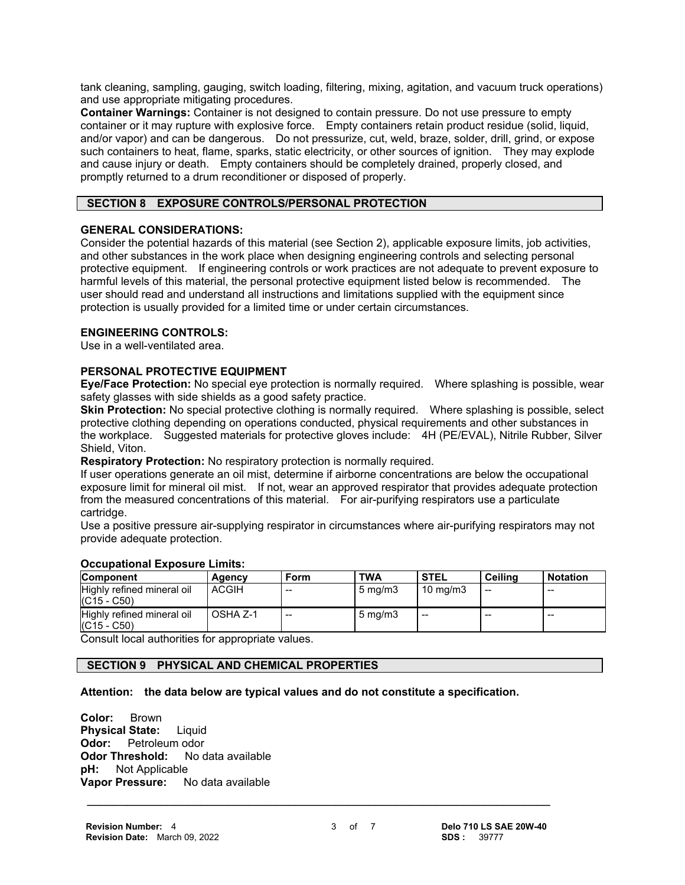tank cleaning, sampling, gauging, switch loading, filtering, mixing, agitation, and vacuum truck operations) and use appropriate mitigating procedures.

**Container Warnings:** Container is not designed to contain pressure. Do not use pressure to empty container or it may rupture with explosive force. Empty containers retain product residue (solid, liquid, and/or vapor) and can be dangerous. Do not pressurize, cut, weld, braze, solder, drill, grind, or expose such containers to heat, flame, sparks, static electricity, or other sources of ignition. They may explode and cause injury or death. Empty containers should be completely drained, properly closed, and promptly returned to a drum reconditioner or disposed of properly.

## SECTION 8 EXPOSURE CONTROLS/PERSONAL PROTECTION

### GENERAL CONSIDERATIONS:

Consider the potential hazards of this material (see Section 2), applicable exposure limits, job activities, and other substances in the work place when designing engineering controls and selecting personal protective equipment. If engineering controls or work practices are not adequate to prevent exposure to harmful levels of this material, the personal protective equipment listed below is recommended. The user should read and understand all instructions and limitations supplied with the equipment since protection is usually provided for a limited time or under certain circumstances.

### ENGINEERING CONTROLS:

Use in a well-ventilated area.

### PERSONAL PROTECTIVE EQUIPMENT

**Eye/Face Protection:** No special eye protection is normally required. Where splashing is possible, wear safety glasses with side shields as a good safety practice.

**Skin Protection:** No special protective clothing is normally required. Where splashing is possible, select protective clothing depending on operations conducted, physical requirements and other substances in the workplace. Suggested materials for protective gloves include: 4H (PE/EVAL), Nitrile Rubber, Silver Shield, Viton.

**Respiratory Protection:** No respiratory protection is normally required.

If user operations generate an oil mist, determine if airborne concentrations are below the occupational exposure limit for mineral oil mist. If not, wear an approved respirator that provides adequate protection from the measured concentrations of this material. For air-purifying respirators use a particulate cartridge.

Use a positive pressure air-supplying respirator in circumstances where air-purifying respirators may not provide adequate protection.

**Occupational Exposure Limits:**

| Component | Agency | Form | TWA | STEL | Ceiling | Notation |
|---|---|---|---|---|---|---|
| Highly refined mineral oil (C15 - C50) | ACGIH | -- | 5 mg/m3 | 10 mg/m3 | -- | -- |
| Highly refined mineral oil (C15 - C50) | OSHA Z-1 | -- | 5 mg/m3 | -- | -- | -- |

Consult local authorities for appropriate values.

## SECTION 9 PHYSICAL AND CHEMICAL PROPERTIES

**Attention: the data below are typical values and do not constitute a specification.**

**Color:** Brown
**Physical State:** Liquid
**Odor:** Petroleum odor
**Odor Threshold:** No data available
**pH:** Not Applicable
**Vapor Pressure:** No data available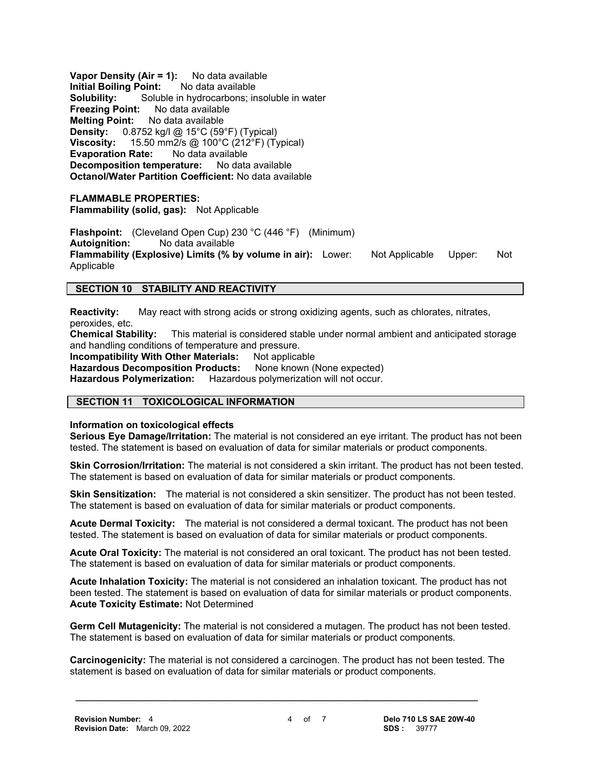**Vapor Density (Air = 1):** No data available
**Initial Boiling Point:** No data available
**Solubility:** Soluble in hydrocarbons; insoluble in water
**Freezing Point:** No data available
**Melting Point:** No data available
**Density:** 0.8752 kg/l @ 15°C (59°F) (Typical)
**Viscosity:** 15.50 mm2/s @ 100°C (212°F) (Typical)
**Evaporation Rate:** No data available
**Decomposition temperature:** No data available
**Octanol/Water Partition Coefficient:** No data available

**FLAMMABLE PROPERTIES:**
**Flammability (solid, gas):** Not Applicable

**Flashpoint:** (Cleveland Open Cup) 230 °C (446 °F) (Minimum)
**Autoignition:** No data available
**Flammability (Explosive) Limits (% by volume in air):** Lower: Not Applicable Upper: Not Applicable

## SECTION 10 STABILITY AND REACTIVITY

**Reactivity:** May react with strong acids or strong oxidizing agents, such as chlorates, nitrates, peroxides, etc.
**Chemical Stability:** This material is considered stable under normal ambient and anticipated storage and handling conditions of temperature and pressure.
**Incompatibility With Other Materials:** Not applicable
**Hazardous Decomposition Products:** None known (None expected)
**Hazardous Polymerization:** Hazardous polymerization will not occur.

## SECTION 11 TOXICOLOGICAL INFORMATION

**Information on toxicological effects**
**Serious Eye Damage/Irritation:** The material is not considered an eye irritant. The product has not been tested. The statement is based on evaluation of data for similar materials or product components.

**Skin Corrosion/Irritation:** The material is not considered a skin irritant. The product has not been tested. The statement is based on evaluation of data for similar materials or product components.

**Skin Sensitization:** The material is not considered a skin sensitizer. The product has not been tested. The statement is based on evaluation of data for similar materials or product components.

**Acute Dermal Toxicity:** The material is not considered a dermal toxicant. The product has not been tested. The statement is based on evaluation of data for similar materials or product components.

**Acute Oral Toxicity:** The material is not considered an oral toxicant. The product has not been tested. The statement is based on evaluation of data for similar materials or product components.

**Acute Inhalation Toxicity:** The material is not considered an inhalation toxicant. The product has not been tested. The statement is based on evaluation of data for similar materials or product components.
**Acute Toxicity Estimate:** Not Determined

**Germ Cell Mutagenicity:** The material is not considered a mutagen. The product has not been tested. The statement is based on evaluation of data for similar materials or product components.

**Carcinogenicity:** The material is not considered a carcinogen. The product has not been tested. The statement is based on evaluation of data for similar materials or product components.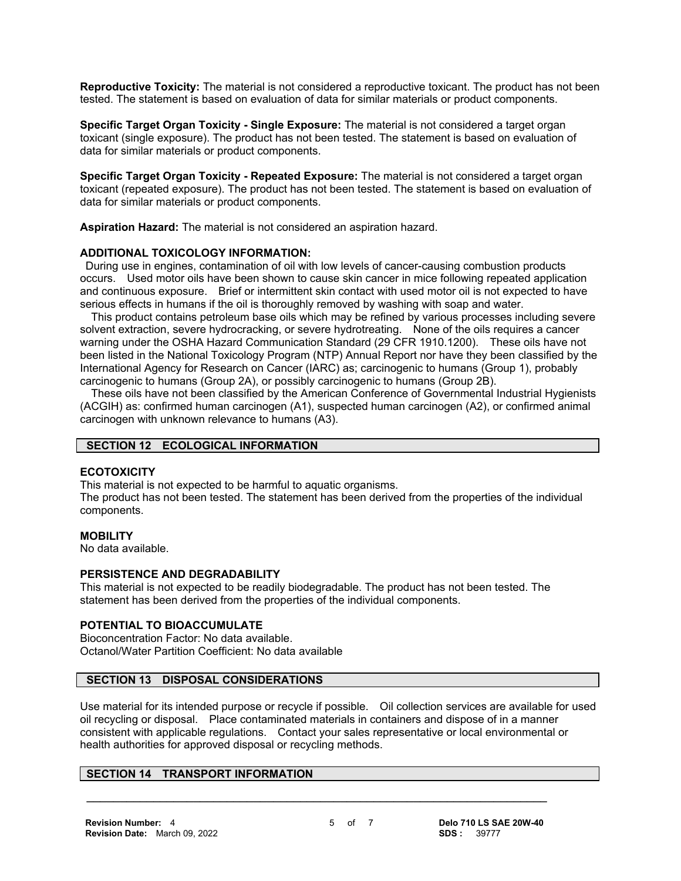**Reproductive Toxicity:** The material is not considered a reproductive toxicant. The product has not been tested. The statement is based on evaluation of data for similar materials or product components.

**Specific Target Organ Toxicity - Single Exposure:** The material is not considered a target organ toxicant (single exposure). The product has not been tested. The statement is based on evaluation of data for similar materials or product components.

**Specific Target Organ Toxicity - Repeated Exposure:** The material is not considered a target organ toxicant (repeated exposure). The product has not been tested. The statement is based on evaluation of data for similar materials or product components.

**Aspiration Hazard:** The material is not considered an aspiration hazard.

**ADDITIONAL TOXICOLOGY INFORMATION:**

During use in engines, contamination of oil with low levels of cancer-causing combustion products occurs. Used motor oils have been shown to cause skin cancer in mice following repeated application and continuous exposure. Brief or intermittent skin contact with used motor oil is not expected to have serious effects in humans if the oil is thoroughly removed by washing with soap and water.

This product contains petroleum base oils which may be refined by various processes including severe solvent extraction, severe hydrocracking, or severe hydrotreating. None of the oils requires a cancer warning under the OSHA Hazard Communication Standard (29 CFR 1910.1200). These oils have not been listed in the National Toxicology Program (NTP) Annual Report nor have they been classified by the International Agency for Research on Cancer (IARC) as; carcinogenic to humans (Group 1), probably carcinogenic to humans (Group 2A), or possibly carcinogenic to humans (Group 2B).

These oils have not been classified by the American Conference of Governmental Industrial Hygienists (ACGIH) as: confirmed human carcinogen (A1), suspected human carcinogen (A2), or confirmed animal carcinogen with unknown relevance to humans (A3).

## SECTION 12 ECOLOGICAL INFORMATION

**ECOTOXICITY**

This material is not expected to be harmful to aquatic organisms.
The product has not been tested. The statement has been derived from the properties of the individual components.

**MOBILITY**

No data available.

**PERSISTENCE AND DEGRADABILITY**

This material is not expected to be readily biodegradable. The product has not been tested. The statement has been derived from the properties of the individual components.

**POTENTIAL TO BIOACCUMULATE**

Bioconcentration Factor: No data available.
Octanol/Water Partition Coefficient: No data available

## SECTION 13 DISPOSAL CONSIDERATIONS

Use material for its intended purpose or recycle if possible. Oil collection services are available for used oil recycling or disposal. Place contaminated materials in containers and dispose of in a manner consistent with applicable regulations. Contact your sales representative or local environmental or health authorities for approved disposal or recycling methods.

## SECTION 14 TRANSPORT INFORMATION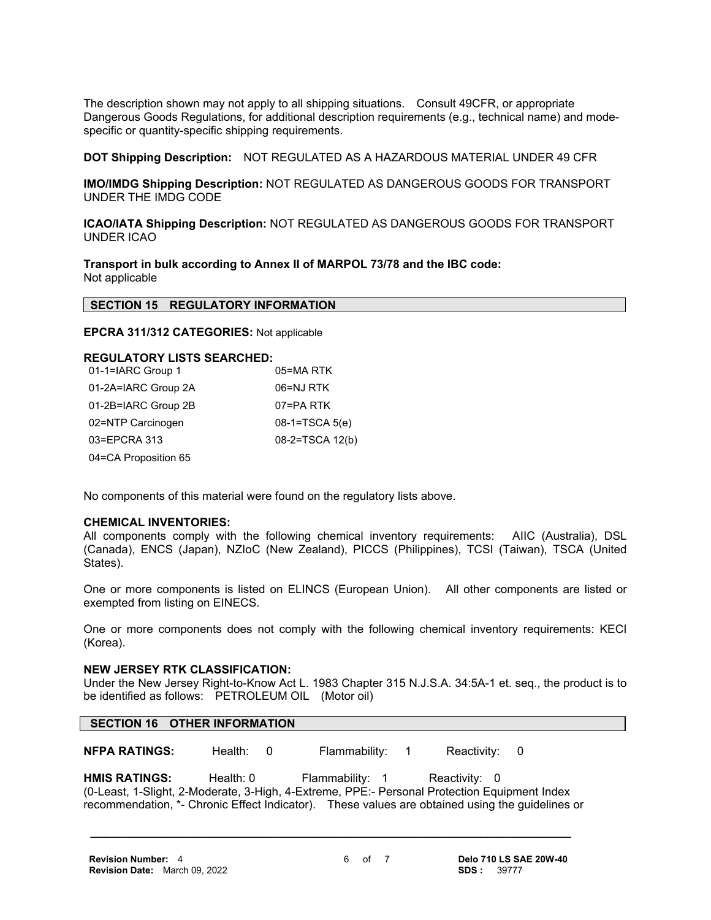The description shown may not apply to all shipping situations. Consult 49CFR, or appropriate Dangerous Goods Regulations, for additional description requirements (e.g., technical name) and mode-specific or quantity-specific shipping requirements.

**DOT Shipping Description:** NOT REGULATED AS A HAZARDOUS MATERIAL UNDER 49 CFR

**IMO/IMDG Shipping Description:** NOT REGULATED AS DANGEROUS GOODS FOR TRANSPORT UNDER THE IMDG CODE

**ICAO/IATA Shipping Description:** NOT REGULATED AS DANGEROUS GOODS FOR TRANSPORT UNDER ICAO

**Transport in bulk according to Annex II of MARPOL 73/78 and the IBC code:**
Not applicable

## SECTION 15 REGULATORY INFORMATION

**EPCRA 311/312 CATEGORIES:** Not applicable

**REGULATORY LISTS SEARCHED:**

| | |
|---|---|
| 01-1=IARC Group 1 | 05=MA RTK |
| 01-2A=IARC Group 2A | 06=NJ RTK |
| 01-2B=IARC Group 2B | 07=PA RTK |
| 02=NTP Carcinogen | 08-1=TSCA 5(e) |
| 03=EPCRA 313 | 08-2=TSCA 12(b) |
| 04=CA Proposition 65 | |

No components of this material were found on the regulatory lists above.

**CHEMICAL INVENTORIES:**
All components comply with the following chemical inventory requirements: AIIC (Australia), DSL (Canada), ENCS (Japan), NZIoC (New Zealand), PICCS (Philippines), TCSI (Taiwan), TSCA (United States).

One or more components is listed on ELINCS (European Union). All other components are listed or exempted from listing on EINECS.

One or more components does not comply with the following chemical inventory requirements: KECI (Korea).

**NEW JERSEY RTK CLASSIFICATION:**
Under the New Jersey Right-to-Know Act L. 1983 Chapter 315 N.J.S.A. 34:5A-1 et. seq., the product is to be identified as follows: PETROLEUM OIL (Motor oil)

## SECTION 16 OTHER INFORMATION

**NFPA RATINGS:** Health: 0 Flammability: 1 Reactivity: 0

**HMIS RATINGS:** Health: 0 Flammability: 1 Reactivity: 0
(0-Least, 1-Slight, 2-Moderate, 3-High, 4-Extreme, PPE:- Personal Protection Equipment Index recommendation, *- Chronic Effect Indicator). These values are obtained using the guidelines or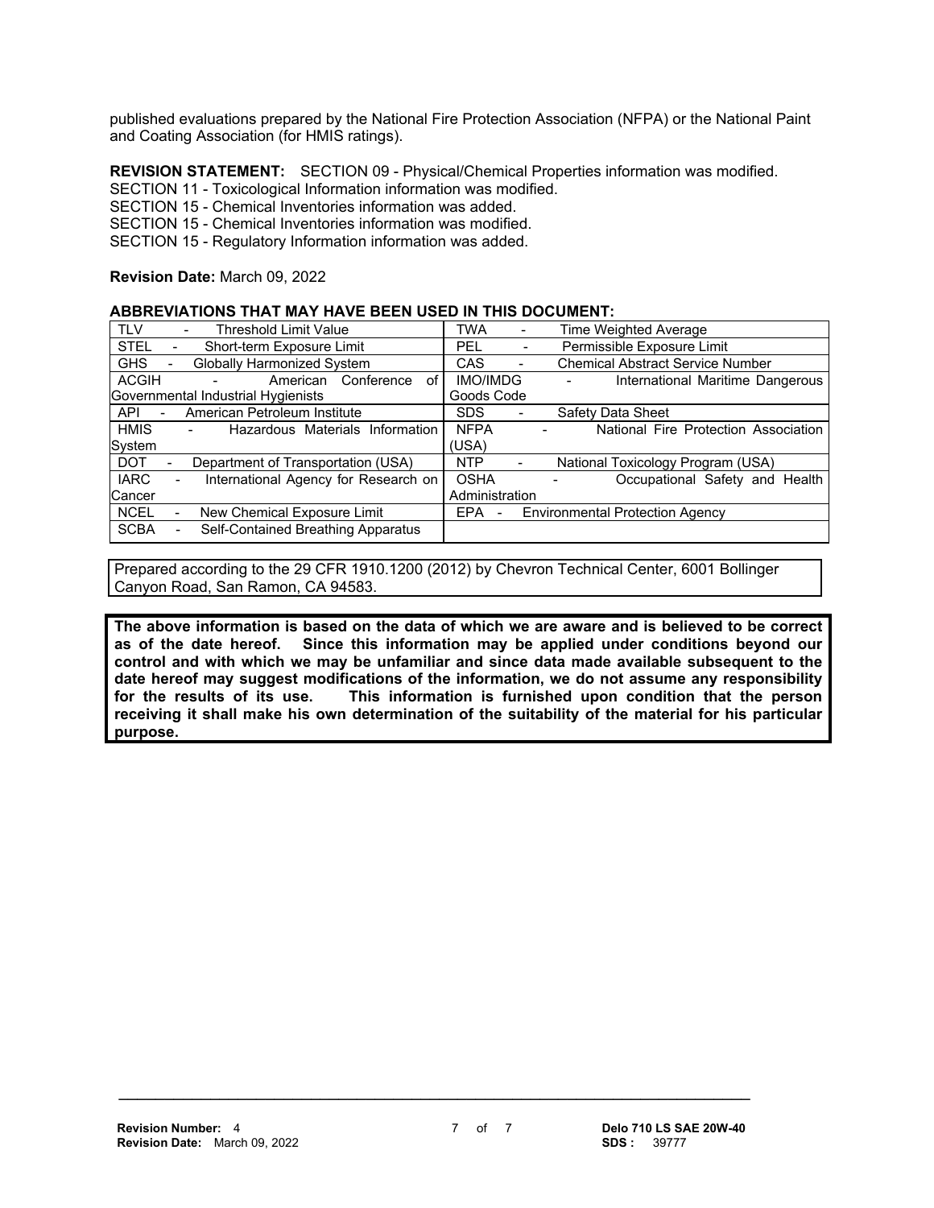published evaluations prepared by the National Fire Protection Association (NFPA) or the National Paint and Coating Association (for HMIS ratings).

**REVISION STATEMENT:** SECTION 09 - Physical/Chemical Properties information was modified.
SECTION 11 - Toxicological Information information was modified.
SECTION 15 - Chemical Inventories information was added.
SECTION 15 - Chemical Inventories information was modified.
SECTION 15 - Regulatory Information information was added.

**Revision Date:** March 09, 2022

**ABBREVIATIONS THAT MAY HAVE BEEN USED IN THIS DOCUMENT:**

| | |
|---|---|
| TLV - Threshold Limit Value | TWA - Time Weighted Average |
| STEL - Short-term Exposure Limit | PEL - Permissible Exposure Limit |
| GHS - Globally Harmonized System | CAS - Chemical Abstract Service Number |
| ACGIH - American Conference of Governmental Industrial Hygienists | IMO/IMDG - International Maritime Dangerous Goods Code |
| API - American Petroleum Institute | SDS - Safety Data Sheet |
| HMIS - Hazardous Materials Information System | NFPA - National Fire Protection Association (USA) |
| DOT - Department of Transportation (USA) | NTP - National Toxicology Program (USA) |
| IARC - International Agency for Research on Cancer | OSHA - Occupational Safety and Health Administration |
| NCEL - New Chemical Exposure Limit | EPA - Environmental Protection Agency |
| SCBA - Self-Contained Breathing Apparatus | |

Prepared according to the 29 CFR 1910.1200 (2012) by Chevron Technical Center, 6001 Bollinger Canyon Road, San Ramon, CA 94583.

**The above information is based on the data of which we are aware and is believed to be correct as of the date hereof. Since this information may be applied under conditions beyond our control and with which we may be unfamiliar and since data made available subsequent to the date hereof may suggest modifications of the information, we do not assume any responsibility for the results of its use. This information is furnished upon condition that the person receiving it shall make his own determination of the suitability of the material for his particular purpose.**